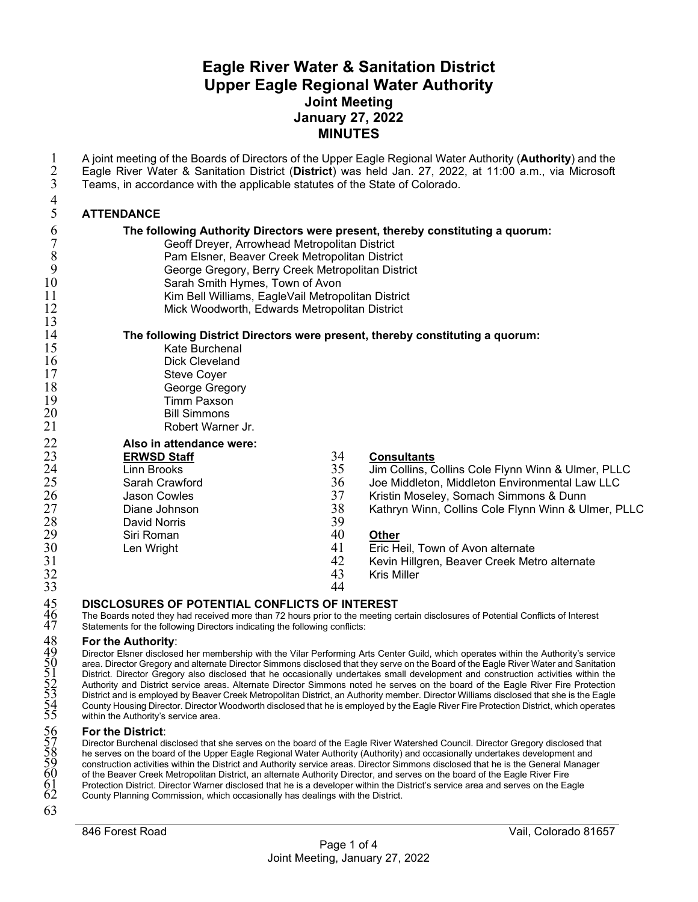# Eagle River Water & Sanitation District
# Upper Eagle Regional Water Authority
## Joint Meeting
## January 27, 2022
## MINUTES

A joint meeting of the Boards of Directors of the Upper Eagle Regional Water Authority (**Authority**) and the Eagle River Water & Sanitation District (**District**) was held Jan. 27, 2022, at 11:00 a.m., via Microsoft Teams, in accordance with the applicable statutes of the State of Colorado.

### ATTENDANCE

**The following Authority Directors were present, thereby constituting a quorum:**

- Geoff Dreyer, Arrowhead Metropolitan District
- Pam Elsner, Beaver Creek Metropolitan District
- George Gregory, Berry Creek Metropolitan District
- Sarah Smith Hymes, Town of Avon
- Kim Bell Williams, EagleVail Metropolitan District
- Mick Woodworth, Edwards Metropolitan District

**The following District Directors were present, thereby constituting a quorum:**

- Kate Burchenal
- Dick Cleveland
- Steve Coyer
- George Gregory
- Timm Paxson
- Bill Simmons
- Robert Warner Jr.

**Also in attendance were:**

**ERWSD Staff**

- Linn Brooks
- Sarah Crawford
- Jason Cowles
- Diane Johnson
- David Norris
- Siri Roman
- Len Wright

**Consultants**

- Jim Collins, Collins Cole Flynn Winn & Ulmer, PLLC
- Joe Middleton, Middleton Environmental Law LLC
- Kristin Moseley, Somach Simmons & Dunn
- Kathryn Winn, Collins Cole Flynn Winn & Ulmer, PLLC

**Other**

- Eric Heil, Town of Avon alternate
- Kevin Hillgren, Beaver Creek Metro alternate
- Kris Miller

### DISCLOSURES OF POTENTIAL CONFLICTS OF INTEREST

The Boards noted they had received more than 72 hours prior to the meeting certain disclosures of Potential Conflicts of Interest Statements for the following Directors indicating the following conflicts:

**For the Authority**:
Director Elsner disclosed her membership with the Vilar Performing Arts Center Guild, which operates within the Authority's service area. Director Gregory and alternate Director Simmons disclosed that they serve on the Board of the Eagle River Water and Sanitation District. Director Gregory also disclosed that he occasionally undertakes small development and construction activities within the Authority and District service areas. Alternate Director Simmons noted he serves on the board of the Eagle River Fire Protection District and is employed by Beaver Creek Metropolitan District, an Authority member. Director Williams disclosed that she is the Eagle County Housing Director. Director Woodworth disclosed that he is employed by the Eagle River Fire Protection District, which operates within the Authority's service area.

**For the District**:
Director Burchenal disclosed that she serves on the board of the Eagle River Watershed Council. Director Gregory disclosed that he serves on the board of the Upper Eagle Regional Water Authority (Authority) and occasionally undertakes development and construction activities within the District and Authority service areas. Director Simmons disclosed that he is the General Manager of the Beaver Creek Metropolitan District, an alternate Authority Director, and serves on the board of the Eagle River Fire Protection District. Director Warner disclosed that he is a developer within the District's service area and serves on the Eagle County Planning Commission, which occasionally has dealings with the District.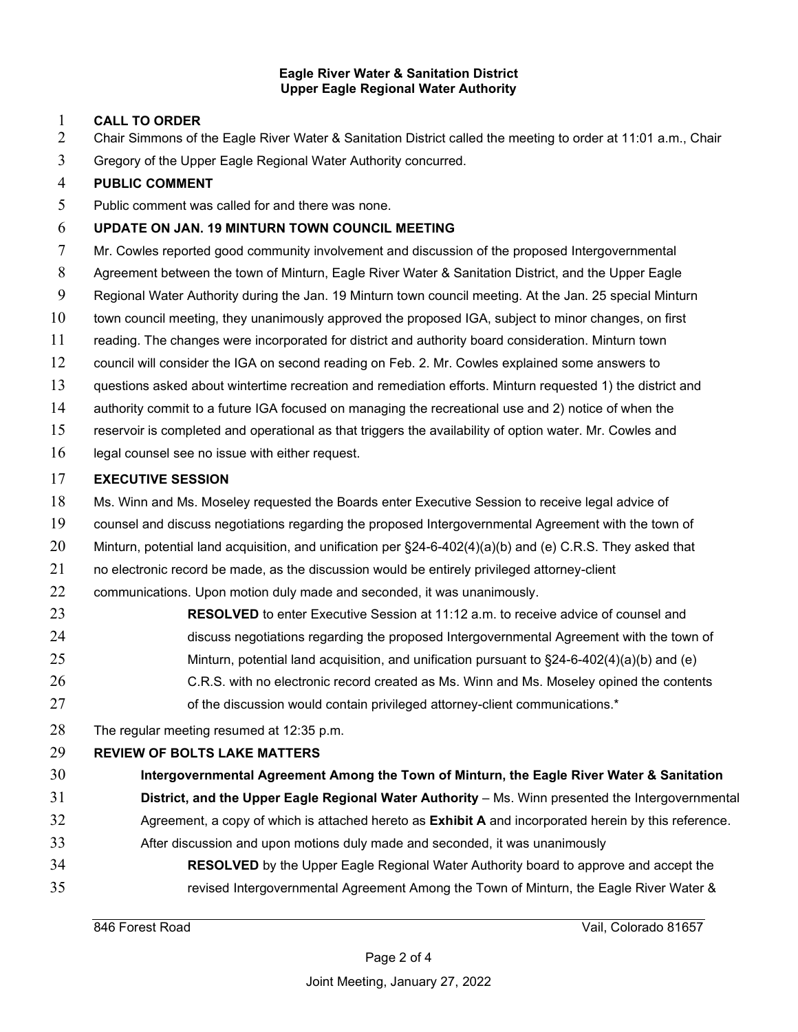**Eagle River Water & Sanitation District**
**Upper Eagle Regional Water Authority**

**CALL TO ORDER**

Chair Simmons of the Eagle River Water & Sanitation District called the meeting to order at 11:01 a.m., Chair Gregory of the Upper Eagle Regional Water Authority concurred.

**PUBLIC COMMENT**

Public comment was called for and there was none.

**UPDATE ON JAN. 19 MINTURN TOWN COUNCIL MEETING**

Mr. Cowles reported good community involvement and discussion of the proposed Intergovernmental Agreement between the town of Minturn, Eagle River Water & Sanitation District, and the Upper Eagle Regional Water Authority during the Jan. 19 Minturn town council meeting. At the Jan. 25 special Minturn town council meeting, they unanimously approved the proposed IGA, subject to minor changes, on first reading. The changes were incorporated for district and authority board consideration. Minturn town council will consider the IGA on second reading on Feb. 2. Mr. Cowles explained some answers to questions asked about wintertime recreation and remediation efforts. Minturn requested 1) the district and authority commit to a future IGA focused on managing the recreational use and 2) notice of when the reservoir is completed and operational as that triggers the availability of option water. Mr. Cowles and legal counsel see no issue with either request.

**EXECUTIVE SESSION**

Ms. Winn and Ms. Moseley requested the Boards enter Executive Session to receive legal advice of counsel and discuss negotiations regarding the proposed Intergovernmental Agreement with the town of Minturn, potential land acquisition, and unification per §24-6-402(4)(a)(b) and (e) C.R.S. They asked that no electronic record be made, as the discussion would be entirely privileged attorney-client communications. Upon motion duly made and seconded, it was unanimously.

> **RESOLVED** to enter Executive Session at 11:12 a.m. to receive advice of counsel and discuss negotiations regarding the proposed Intergovernmental Agreement with the town of Minturn, potential land acquisition, and unification pursuant to §24-6-402(4)(a)(b) and (e) C.R.S. with no electronic record created as Ms. Winn and Ms. Moseley opined the contents of the discussion would contain privileged attorney-client communications.*

The regular meeting resumed at 12:35 p.m.

**REVIEW OF BOLTS LAKE MATTERS**

**Intergovernmental Agreement Among the Town of Minturn, the Eagle River Water & Sanitation District, and the Upper Eagle Regional Water Authority** – Ms. Winn presented the Intergovernmental Agreement, a copy of which is attached hereto as **Exhibit A** and incorporated herein by this reference. After discussion and upon motions duly made and seconded, it was unanimously

> **RESOLVED** by the Upper Eagle Regional Water Authority board to approve and accept the revised Intergovernmental Agreement Among the Town of Minturn, the Eagle River Water &

846 Forest Road Vail, Colorado 81657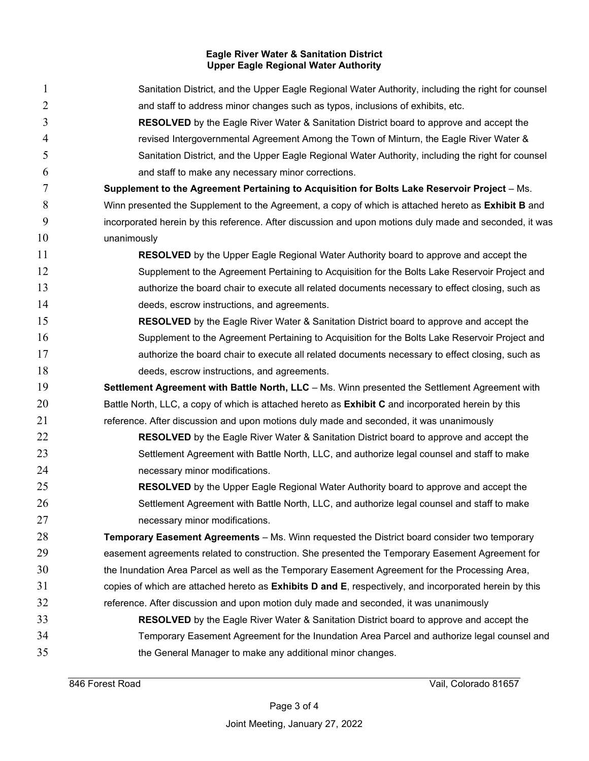Sanitation District, and the Upper Eagle Regional Water Authority, including the right for counsel and staff to address minor changes such as typos, inclusions of exhibits, etc.

**RESOLVED** by the Eagle River Water & Sanitation District board to approve and accept the revised Intergovernmental Agreement Among the Town of Minturn, the Eagle River Water & Sanitation District, and the Upper Eagle Regional Water Authority, including the right for counsel and staff to make any necessary minor corrections.

**Supplement to the Agreement Pertaining to Acquisition for Bolts Lake Reservoir Project** – Ms. Winn presented the Supplement to the Agreement, a copy of which is attached hereto as **Exhibit B** and incorporated herein by this reference. After discussion and upon motions duly made and seconded, it was unanimously

**RESOLVED** by the Upper Eagle Regional Water Authority board to approve and accept the Supplement to the Agreement Pertaining to Acquisition for the Bolts Lake Reservoir Project and authorize the board chair to execute all related documents necessary to effect closing, such as deeds, escrow instructions, and agreements.

**RESOLVED** by the Eagle River Water & Sanitation District board to approve and accept the Supplement to the Agreement Pertaining to Acquisition for the Bolts Lake Reservoir Project and authorize the board chair to execute all related documents necessary to effect closing, such as deeds, escrow instructions, and agreements.

**Settlement Agreement with Battle North, LLC** – Ms. Winn presented the Settlement Agreement with Battle North, LLC, a copy of which is attached hereto as **Exhibit C** and incorporated herein by this reference. After discussion and upon motions duly made and seconded, it was unanimously

**RESOLVED** by the Eagle River Water & Sanitation District board to approve and accept the Settlement Agreement with Battle North, LLC, and authorize legal counsel and staff to make necessary minor modifications.

**RESOLVED** by the Upper Eagle Regional Water Authority board to approve and accept the Settlement Agreement with Battle North, LLC, and authorize legal counsel and staff to make necessary minor modifications.

**Temporary Easement Agreements** – Ms. Winn requested the District board consider two temporary easement agreements related to construction. She presented the Temporary Easement Agreement for the Inundation Area Parcel as well as the Temporary Easement Agreement for the Processing Area, copies of which are attached hereto as **Exhibits D and E**, respectively, and incorporated herein by this reference. After discussion and upon motion duly made and seconded, it was unanimously

**RESOLVED** by the Eagle River Water & Sanitation District board to approve and accept the Temporary Easement Agreement for the Inundation Area Parcel and authorize legal counsel and the General Manager to make any additional minor changes.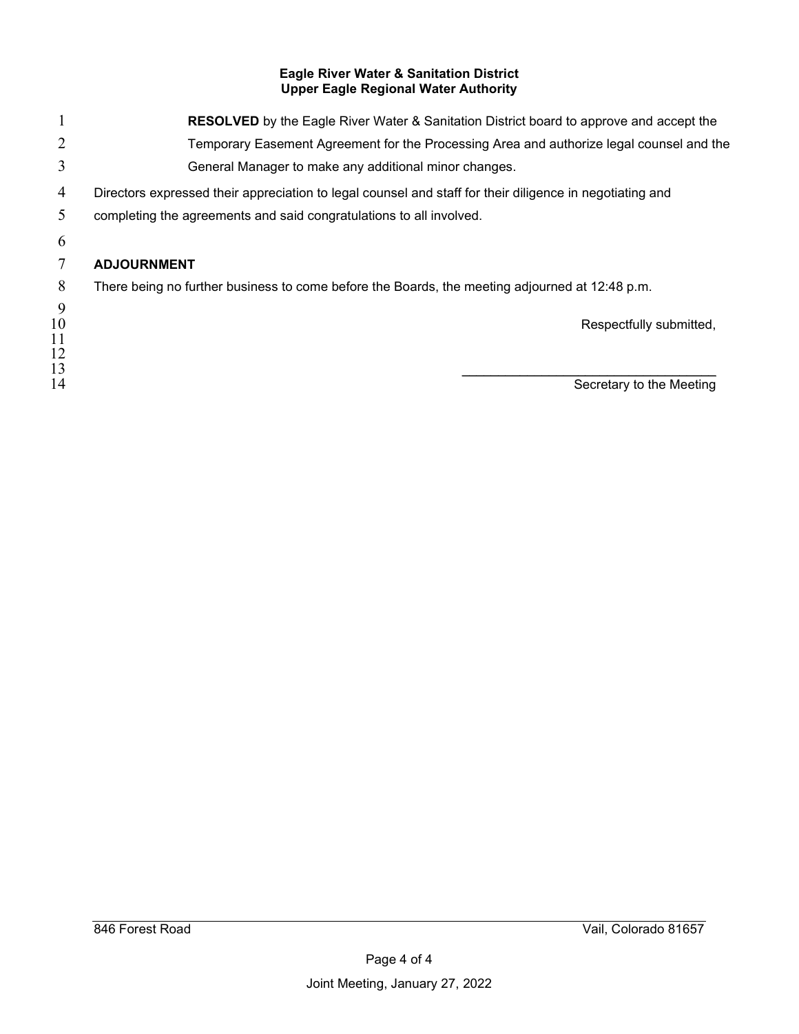**RESOLVED** by the Eagle River Water & Sanitation District board to approve and accept the Temporary Easement Agreement for the Processing Area and authorize legal counsel and the General Manager to make any additional minor changes.

Directors expressed their appreciation to legal counsel and staff for their diligence in negotiating and completing the agreements and said congratulations to all involved.

## ADJOURNMENT

There being no further business to come before the Boards, the meeting adjourned at 12:48 p.m.

Respectfully submitted,

\_\_\_\_\_\_\_\_\_\_\_\_\_\_\_\_\_\_\_\_\_\_\_\_\_\_\_\_\_\_\_\_\_\_

Secretary to the Meeting